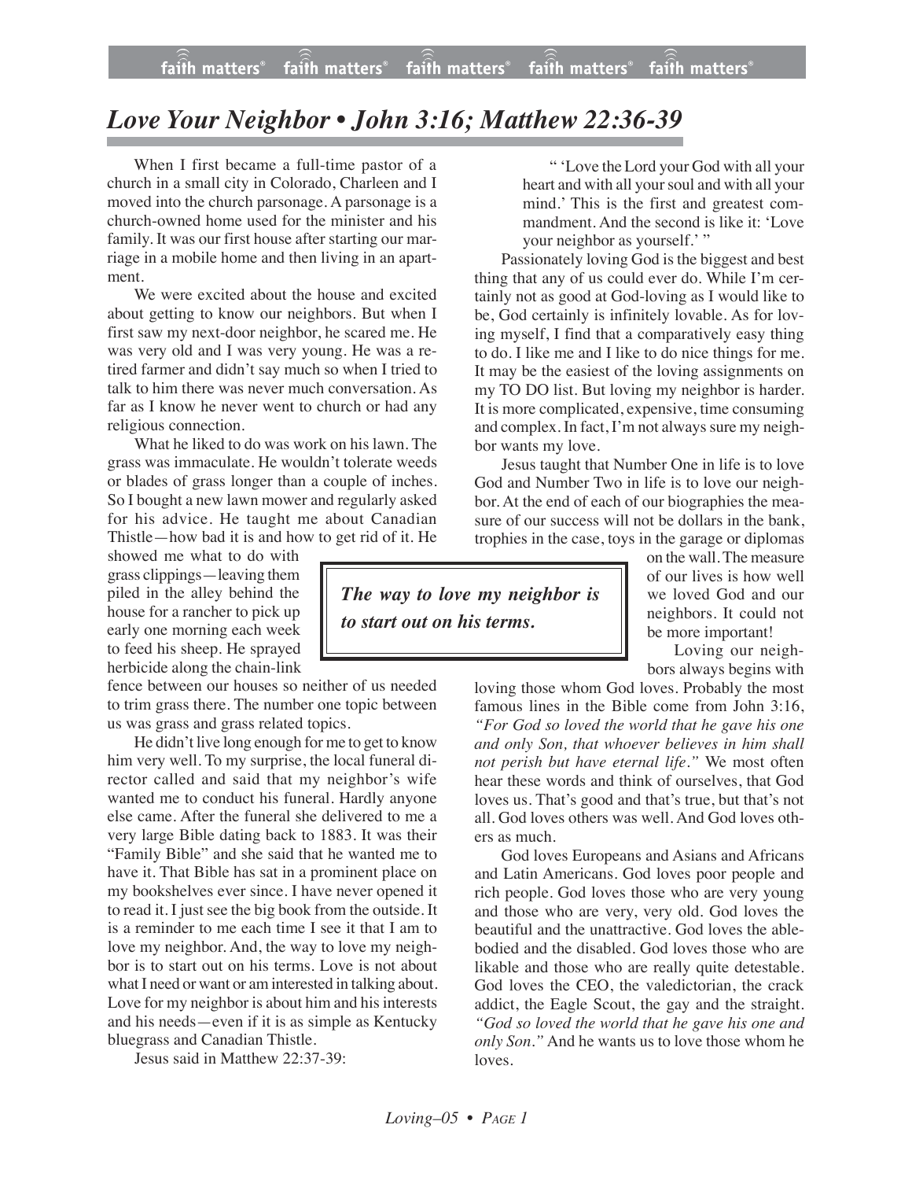# *Love Your Neighbor • John 3:16; Matthew 22:36-39*

When I first became a full-time pastor of a church in a small city in Colorado, Charleen and I moved into the church parsonage. A parsonage is a church-owned home used for the minister and his family. It was our first house after starting our marriage in a mobile home and then living in an apartment.

We were excited about the house and excited about getting to know our neighbors. But when I first saw my next-door neighbor, he scared me. He was very old and I was very young. He was a retired farmer and didn't say much so when I tried to talk to him there was never much conversation. As far as I know he never went to church or had any religious connection.

What he liked to do was work on his lawn. The grass was immaculate. He wouldn't tolerate weeds or blades of grass longer than a couple of inches. So I bought a new lawn mower and regularly asked for his advice. He taught me about Canadian Thistle—how bad it is and how to get rid of it. He showed me what to do with grass clippings—leaving them piled in the alley behind the house for a rancher to pick up early one morning each week to feed his sheep. He sprayed herbicide along the chain-link fence between our houses so neither of us needed to trim grass there. The number one topic between us was grass and grass related topics.

> ***The way to love my neighbor is to start out on his terms.***

He didn't live long enough for me to get to know him very well. To my surprise, the local funeral director called and said that my neighbor's wife wanted me to conduct his funeral. Hardly anyone else came. After the funeral she delivered to me a very large Bible dating back to 1883. It was their "Family Bible" and she said that he wanted me to have it. That Bible has sat in a prominent place on my bookshelves ever since. I have never opened it to read it. I just see the big book from the outside. It is a reminder to me each time I see it that I am to love my neighbor. And, the way to love my neighbor is to start out on his terms. Love is not about what I need or want or am interested in talking about. Love for my neighbor is about him and his interests and his needs—even if it is as simple as Kentucky bluegrass and Canadian Thistle.

Jesus said in Matthew 22:37-39:

> " 'Love the Lord your God with all your heart and with all your soul and with all your mind.' This is the first and greatest commandment. And the second is like it: 'Love your neighbor as yourself.' "

Passionately loving God is the biggest and best thing that any of us could ever do. While I'm certainly not as good at God-loving as I would like to be, God certainly is infinitely lovable. As for loving myself, I find that a comparatively easy thing to do. I like me and I like to do nice things for me. It may be the easiest of the loving assignments on my TO DO list. But loving my neighbor is harder. It is more complicated, expensive, time consuming and complex. In fact, I'm not always sure my neighbor wants my love.

Jesus taught that Number One in life is to love God and Number Two in life is to love our neighbor. At the end of each of our biographies the measure of our success will not be dollars in the bank, trophies in the case, toys in the garage or diplomas on the wall. The measure of our lives is how well we loved God and our neighbors. It could not be more important!

Loving our neighbors always begins with loving those whom God loves. Probably the most famous lines in the Bible come from John 3:16, *"For God so loved the world that he gave his one and only Son, that whoever believes in him shall not perish but have eternal life."* We most often hear these words and think of ourselves, that God loves us. That's good and that's true, but that's not all. God loves others was well. And God loves others as much.

God loves Europeans and Asians and Africans and Latin Americans. God loves poor people and rich people. God loves those who are very young and those who are very, very old. God loves the beautiful and the unattractive. God loves the able-bodied and the disabled. God loves those who are likable and those who are really quite detestable. God loves the CEO, the valedictorian, the crack addict, the Eagle Scout, the gay and the straight. *"God so loved the world that he gave his one and only Son."* And he wants us to love those whom he loves.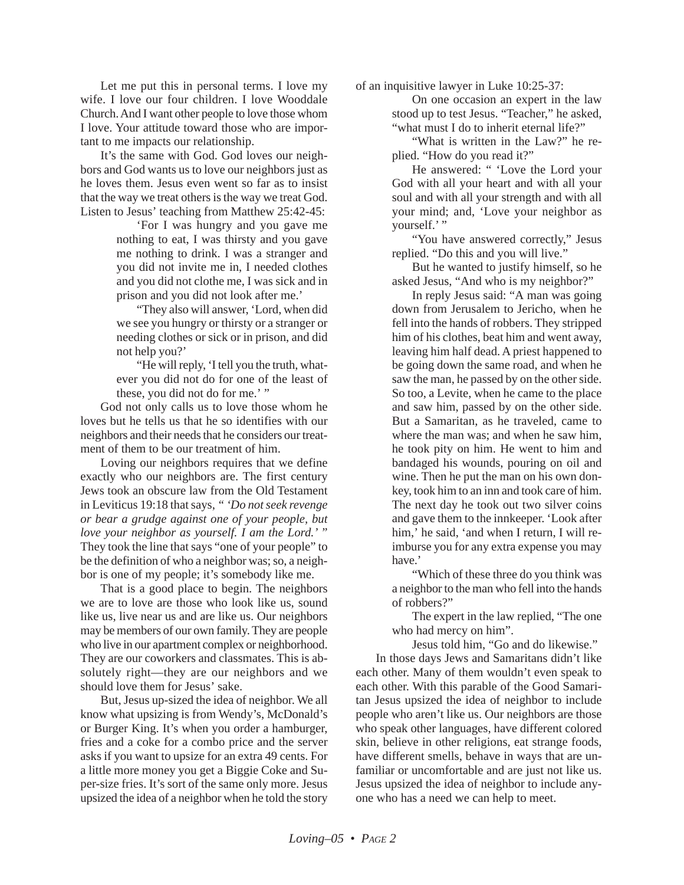Let me put this in personal terms. I love my wife. I love our four children. I love Wooddale Church. And I want other people to love those whom I love. Your attitude toward those who are important to me impacts our relationship.

It's the same with God. God loves our neighbors and God wants us to love our neighbors just as he loves them. Jesus even went so far as to insist that the way we treat others is the way we treat God. Listen to Jesus' teaching from Matthew 25:42-45:

> 'For I was hungry and you gave me nothing to eat, I was thirsty and you gave me nothing to drink. I was a stranger and you did not invite me in, I needed clothes and you did not clothe me, I was sick and in prison and you did not look after me.'
>
> "They also will answer, 'Lord, when did we see you hungry or thirsty or a stranger or needing clothes or sick or in prison, and did not help you?'
>
> "He will reply, 'I tell you the truth, whatever you did not do for one of the least of these, you did not do for me.' "

God not only calls us to love those whom he loves but he tells us that he so identifies with our neighbors and their needs that he considers our treatment of them to be our treatment of him.

Loving our neighbors requires that we define exactly who our neighbors are. The first century Jews took an obscure law from the Old Testament in Leviticus 19:18 that says, " *'Do not seek revenge or bear a grudge against one of your people, but love your neighbor as yourself. I am the Lord.'* " They took the line that says "one of your people" to be the definition of who a neighbor was; so, a neighbor is one of my people; it's somebody like me.

That is a good place to begin. The neighbors we are to love are those who look like us, sound like us, live near us and are like us. Our neighbors may be members of our own family. They are people who live in our apartment complex or neighborhood. They are our coworkers and classmates. This is absolutely right—they are our neighbors and we should love them for Jesus' sake.

But, Jesus up-sized the idea of neighbor. We all know what upsizing is from Wendy's, McDonald's or Burger King. It's when you order a hamburger, fries and a coke for a combo price and the server asks if you want to upsize for an extra 49 cents. For a little more money you get a Biggie Coke and Super-size fries. It's sort of the same only more. Jesus upsized the idea of a neighbor when he told the story of an inquisitive lawyer in Luke 10:25-37:

> On one occasion an expert in the law stood up to test Jesus. "Teacher," he asked, "what must I do to inherit eternal life?"
>
> "What is written in the Law?" he replied. "How do you read it?"
>
> He answered: " 'Love the Lord your God with all your heart and with all your soul and with all your strength and with all your mind; and, 'Love your neighbor as yourself.' "
>
> "You have answered correctly," Jesus replied. "Do this and you will live."
>
> But he wanted to justify himself, so he asked Jesus, "And who is my neighbor?"
>
> In reply Jesus said: "A man was going down from Jerusalem to Jericho, when he fell into the hands of robbers. They stripped him of his clothes, beat him and went away, leaving him half dead. A priest happened to be going down the same road, and when he saw the man, he passed by on the other side. So too, a Levite, when he came to the place and saw him, passed by on the other side. But a Samaritan, as he traveled, came to where the man was; and when he saw him, he took pity on him. He went to him and bandaged his wounds, pouring on oil and wine. Then he put the man on his own donkey, took him to an inn and took care of him. The next day he took out two silver coins and gave them to the innkeeper. 'Look after him,' he said, 'and when I return, I will reimburse you for any extra expense you may have.'
>
> "Which of these three do you think was a neighbor to the man who fell into the hands of robbers?"
>
> The expert in the law replied, "The one who had mercy on him".
>
> Jesus told him, "Go and do likewise."

In those days Jews and Samaritans didn't like each other. Many of them wouldn't even speak to each other. With this parable of the Good Samaritan Jesus upsized the idea of neighbor to include people who aren't like us. Our neighbors are those who speak other languages, have different colored skin, believe in other religions, eat strange foods, have different smells, behave in ways that are unfamiliar or uncomfortable and are just not like us. Jesus upsized the idea of neighbor to include anyone who has a need we can help to meet.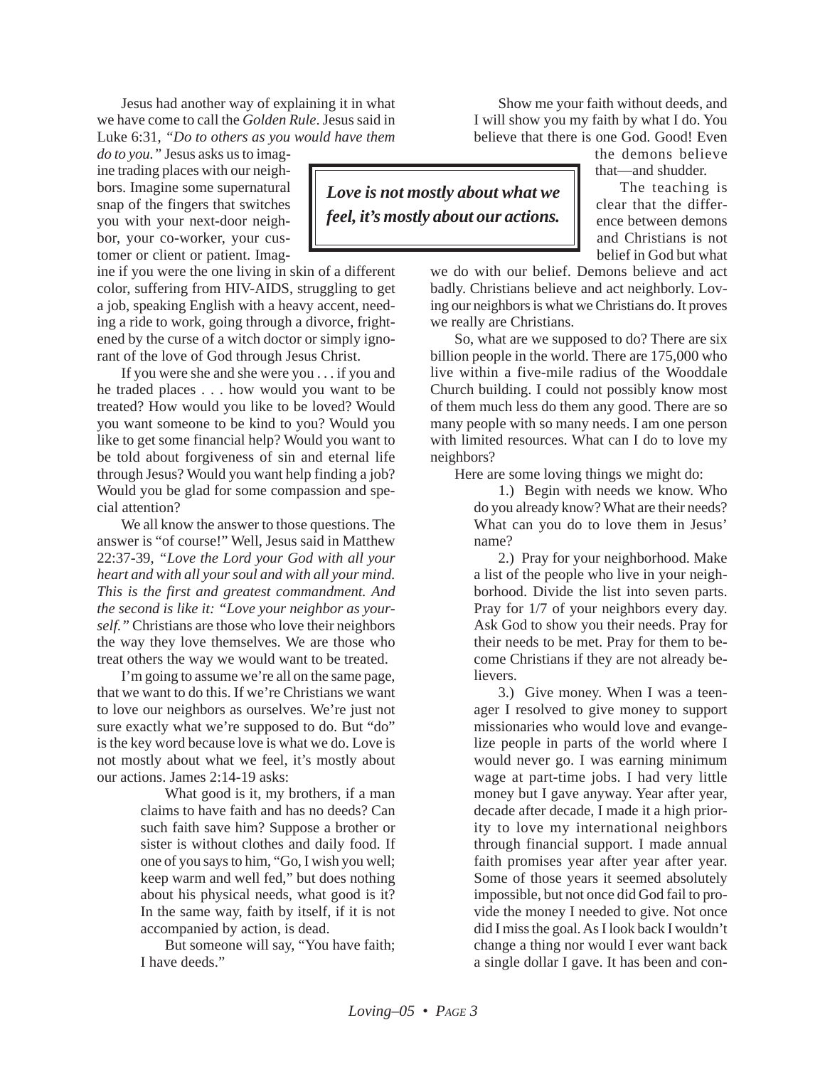Jesus had another way of explaining it in what we have come to call the *Golden Rule*. Jesus said in Luke 6:31, *"Do to others as you would have them do to you."* Jesus asks us to imagine trading places with our neighbors. Imagine some supernatural snap of the fingers that switches you with your next-door neighbor, your co-worker, your customer or client or patient. Imagine if you were the one living in skin of a different color, suffering from HIV-AIDS, struggling to get a job, speaking English with a heavy accent, needing a ride to work, going through a divorce, frightened by the curse of a witch doctor or simply ignorant of the love of God through Jesus Christ.

**_Love is not mostly about what we feel, it's mostly about our actions._**

If you were she and she were you . . . if you and he traded places . . . how would you want to be treated? How would you like to be loved? Would you want someone to be kind to you? Would you like to get some financial help? Would you want to be told about forgiveness of sin and eternal life through Jesus? Would you want help finding a job? Would you be glad for some compassion and special attention?

We all know the answer to those questions. The answer is "of course!" Well, Jesus said in Matthew 22:37-39, *"Love the Lord your God with all your heart and with all your soul and with all your mind. This is the first and greatest commandment. And the second is like it: "Love your neighbor as yourself."* Christians are those who love their neighbors the way they love themselves. We are those who treat others the way we would want to be treated.

I'm going to assume we're all on the same page, that we want to do this. If we're Christians we want to love our neighbors as ourselves. We're just not sure exactly what we're supposed to do. But "do" is the key word because love is what we do. Love is not mostly about what we feel, it's mostly about our actions. James 2:14-19 asks:

> What good is it, my brothers, if a man claims to have faith and has no deeds? Can such faith save him? Suppose a brother or sister is without clothes and daily food. If one of you says to him, "Go, I wish you well; keep warm and well fed," but does nothing about his physical needs, what good is it? In the same way, faith by itself, if it is not accompanied by action, is dead.
>
> But someone will say, "You have faith; I have deeds."
>
> Show me your faith without deeds, and I will show you my faith by what I do. You believe that there is one God. Good! Even the demons believe that—and shudder.

The teaching is clear that the difference between demons and Christians is not belief in God but what we do with our belief. Demons believe and act badly. Christians believe and act neighborly. Loving our neighbors is what we Christians do. It proves we really are Christians.

So, what are we supposed to do? There are six billion people in the world. There are 175,000 who live within a five-mile radius of the Wooddale Church building. I could not possibly know most of them much less do them any good. There are so many people with so many needs. I am one person with limited resources. What can I do to love my neighbors?

Here are some loving things we might do:

1.) Begin with needs we know. Who do you already know? What are their needs? What can you do to love them in Jesus' name?

2.) Pray for your neighborhood. Make a list of the people who live in your neighborhood. Divide the list into seven parts. Pray for 1/7 of your neighbors every day. Ask God to show you their needs. Pray for their needs to be met. Pray for them to become Christians if they are not already believers.

3.) Give money. When I was a teenager I resolved to give money to support missionaries who would love and evangelize people in parts of the world where I would never go. I was earning minimum wage at part-time jobs. I had very little money but I gave anyway. Year after year, decade after decade, I made it a high priority to love my international neighbors through financial support. I made annual faith promises year after year after year. Some of those years it seemed absolutely impossible, but not once did God fail to provide the money I needed to give. Not once did I miss the goal. As I look back I wouldn't change a thing nor would I ever want back a single dollar I gave. It has been and con-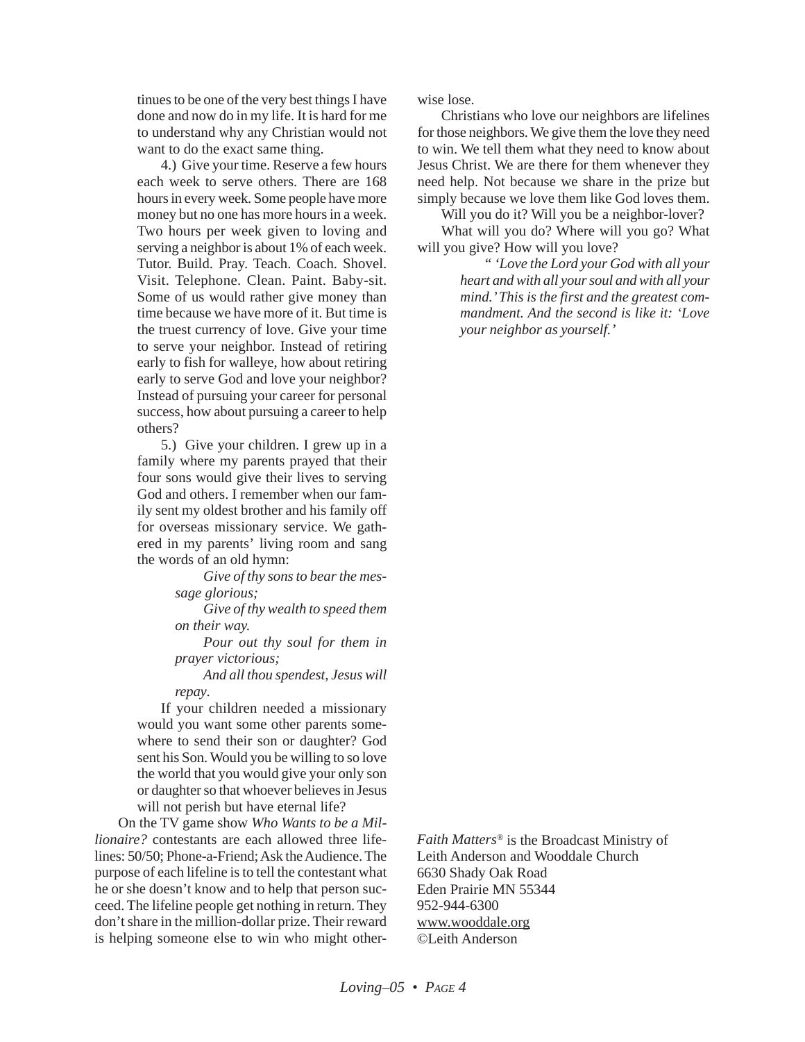tinues to be one of the very best things I have done and now do in my life. It is hard for me to understand why any Christian would not want to do the exact same thing.

4.) Give your time. Reserve a few hours each week to serve others. There are 168 hours in every week. Some people have more money but no one has more hours in a week. Two hours per week given to loving and serving a neighbor is about 1% of each week. Tutor. Build. Pray. Teach. Coach. Shovel. Visit. Telephone. Clean. Paint. Baby-sit. Some of us would rather give money than time because we have more of it. But time is the truest currency of love. Give your time to serve your neighbor. Instead of retiring early to fish for walleye, how about retiring early to serve God and love your neighbor? Instead of pursuing your career for personal success, how about pursuing a career to help others?

5.) Give your children. I grew up in a family where my parents prayed that their four sons would give their lives to serving God and others. I remember when our family sent my oldest brother and his family off for overseas missionary service. We gathered in my parents' living room and sang the words of an old hymn:

> *Give of thy sons to bear the message glorious;*
> *Give of thy wealth to speed them on their way.*
> *Pour out thy soul for them in prayer victorious;*
> *And all thou spendest, Jesus will repay*.

If your children needed a missionary would you want some other parents somewhere to send their son or daughter? God sent his Son. Would you be willing to so love the world that you would give your only son or daughter so that whoever believes in Jesus will not perish but have eternal life?

On the TV game show *Who Wants to be a Millionaire?* contestants are each allowed three lifelines: 50/50; Phone-a-Friend; Ask the Audience. The purpose of each lifeline is to tell the contestant what he or she doesn't know and to help that person succeed. The lifeline people get nothing in return. They don't share in the million-dollar prize. Their reward is helping someone else to win who might otherwise lose.

Christians who love our neighbors are lifelines for those neighbors. We give them the love they need to win. We tell them what they need to know about Jesus Christ. We are there for them whenever they need help. Not because we share in the prize but simply because we love them like God loves them.

Will you do it? Will you be a neighbor-lover?

What will you do? Where will you go? What will you give? How will you love?

> *" 'Love the Lord your God with all your heart and with all your soul and with all your mind.' This is the first and the greatest commandment. And the second is like it: 'Love your neighbor as yourself.'*

*Faith Matters®* is the Broadcast Ministry of
Leith Anderson and Wooddale Church
6630 Shady Oak Road
Eden Prairie MN 55344
952-944-6300
www.wooddale.org
©Leith Anderson